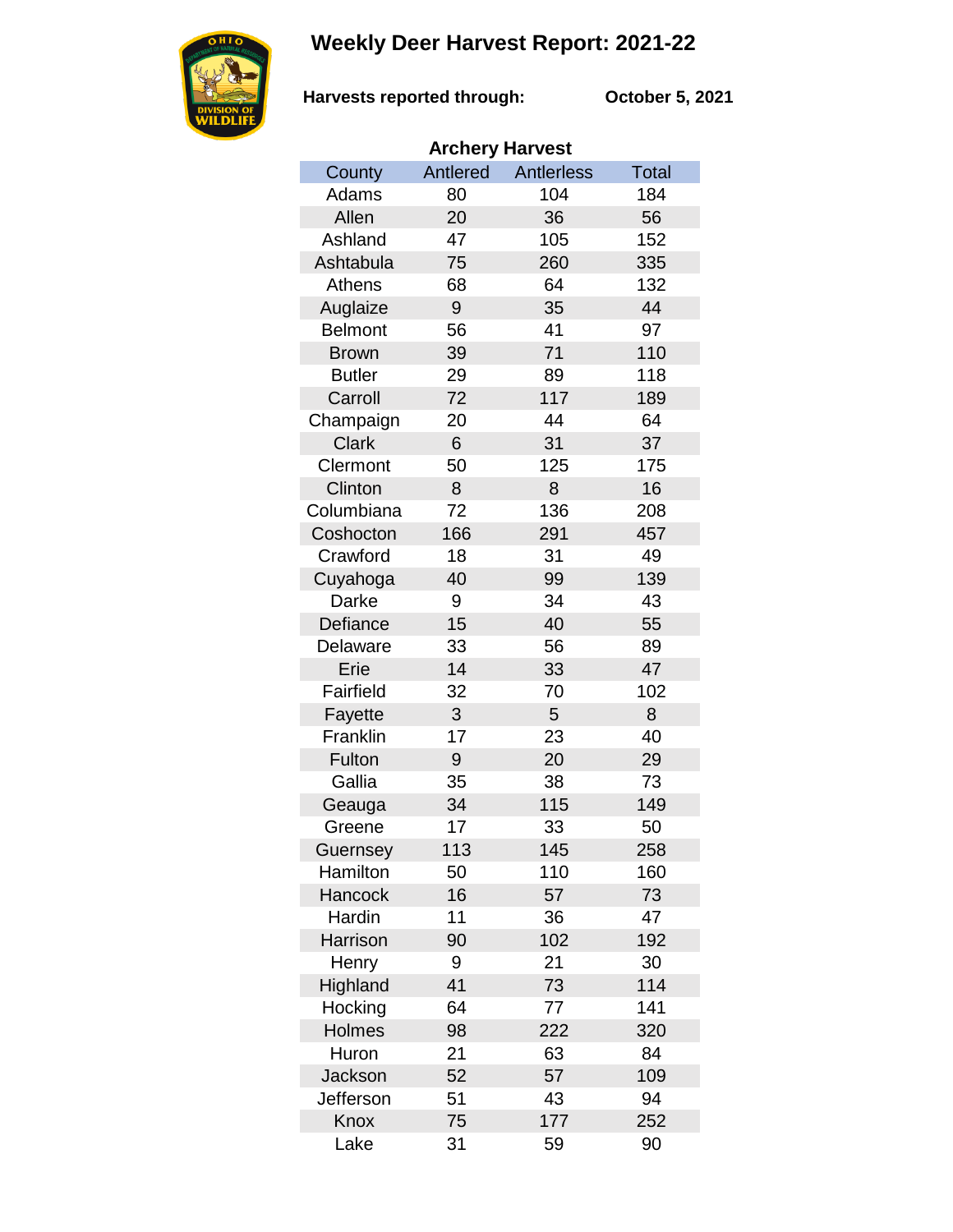# Weekly Deer Harvest Report: 2021-22

**Harvests reported through:** **October 5, 2021**

**Archery Harvest**

| County | Antlered | Antlerless | Total |
|---|---|---|---|
| Adams | 80 | 104 | 184 |
| Allen | 20 | 36 | 56 |
| Ashland | 47 | 105 | 152 |
| Ashtabula | 75 | 260 | 335 |
| Athens | 68 | 64 | 132 |
| Auglaize | 9 | 35 | 44 |
| Belmont | 56 | 41 | 97 |
| Brown | 39 | 71 | 110 |
| Butler | 29 | 89 | 118 |
| Carroll | 72 | 117 | 189 |
| Champaign | 20 | 44 | 64 |
| Clark | 6 | 31 | 37 |
| Clermont | 50 | 125 | 175 |
| Clinton | 8 | 8 | 16 |
| Columbiana | 72 | 136 | 208 |
| Coshocton | 166 | 291 | 457 |
| Crawford | 18 | 31 | 49 |
| Cuyahoga | 40 | 99 | 139 |
| Darke | 9 | 34 | 43 |
| Defiance | 15 | 40 | 55 |
| Delaware | 33 | 56 | 89 |
| Erie | 14 | 33 | 47 |
| Fairfield | 32 | 70 | 102 |
| Fayette | 3 | 5 | 8 |
| Franklin | 17 | 23 | 40 |
| Fulton | 9 | 20 | 29 |
| Gallia | 35 | 38 | 73 |
| Geauga | 34 | 115 | 149 |
| Greene | 17 | 33 | 50 |
| Guernsey | 113 | 145 | 258 |
| Hamilton | 50 | 110 | 160 |
| Hancock | 16 | 57 | 73 |
| Hardin | 11 | 36 | 47 |
| Harrison | 90 | 102 | 192 |
| Henry | 9 | 21 | 30 |
| Highland | 41 | 73 | 114 |
| Hocking | 64 | 77 | 141 |
| Holmes | 98 | 222 | 320 |
| Huron | 21 | 63 | 84 |
| Jackson | 52 | 57 | 109 |
| Jefferson | 51 | 43 | 94 |
| Knox | 75 | 177 | 252 |
| Lake | 31 | 59 | 90 |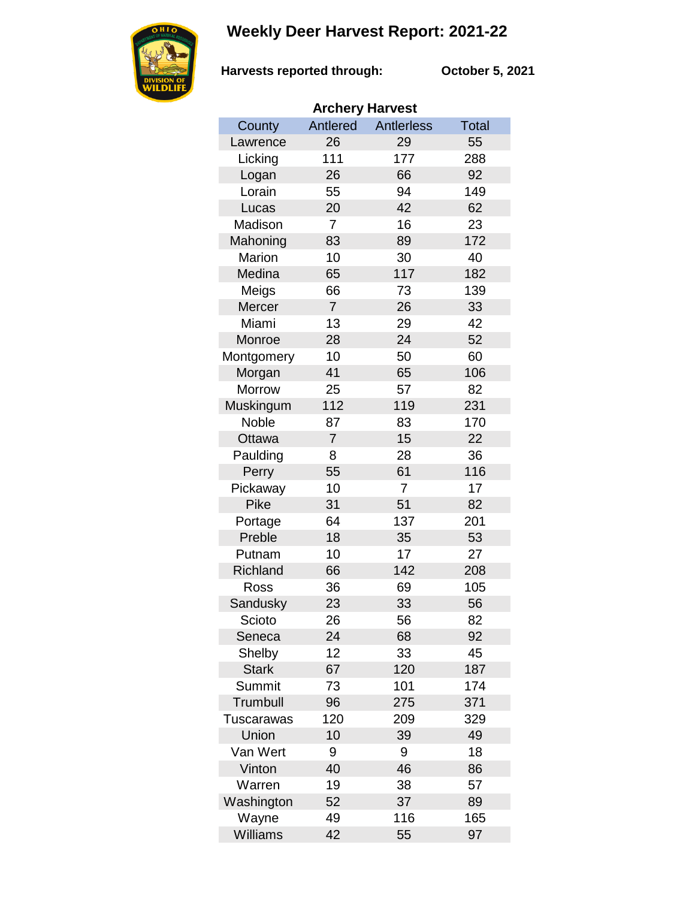# Weekly Deer Harvest Report: 2021-22

**Harvests reported through:** **October 5, 2021**

**Archery Harvest**

| County | Antlered | Antlerless | Total |
|---|---|---|---|
| Lawrence | 26 | 29 | 55 |
| Licking | 111 | 177 | 288 |
| Logan | 26 | 66 | 92 |
| Lorain | 55 | 94 | 149 |
| Lucas | 20 | 42 | 62 |
| Madison | 7 | 16 | 23 |
| Mahoning | 83 | 89 | 172 |
| Marion | 10 | 30 | 40 |
| Medina | 65 | 117 | 182 |
| Meigs | 66 | 73 | 139 |
| Mercer | 7 | 26 | 33 |
| Miami | 13 | 29 | 42 |
| Monroe | 28 | 24 | 52 |
| Montgomery | 10 | 50 | 60 |
| Morgan | 41 | 65 | 106 |
| Morrow | 25 | 57 | 82 |
| Muskingum | 112 | 119 | 231 |
| Noble | 87 | 83 | 170 |
| Ottawa | 7 | 15 | 22 |
| Paulding | 8 | 28 | 36 |
| Perry | 55 | 61 | 116 |
| Pickaway | 10 | 7 | 17 |
| Pike | 31 | 51 | 82 |
| Portage | 64 | 137 | 201 |
| Preble | 18 | 35 | 53 |
| Putnam | 10 | 17 | 27 |
| Richland | 66 | 142 | 208 |
| Ross | 36 | 69 | 105 |
| Sandusky | 23 | 33 | 56 |
| Scioto | 26 | 56 | 82 |
| Seneca | 24 | 68 | 92 |
| Shelby | 12 | 33 | 45 |
| Stark | 67 | 120 | 187 |
| Summit | 73 | 101 | 174 |
| Trumbull | 96 | 275 | 371 |
| Tuscarawas | 120 | 209 | 329 |
| Union | 10 | 39 | 49 |
| Van Wert | 9 | 9 | 18 |
| Vinton | 40 | 46 | 86 |
| Warren | 19 | 38 | 57 |
| Washington | 52 | 37 | 89 |
| Wayne | 49 | 116 | 165 |
| Williams | 42 | 55 | 97 |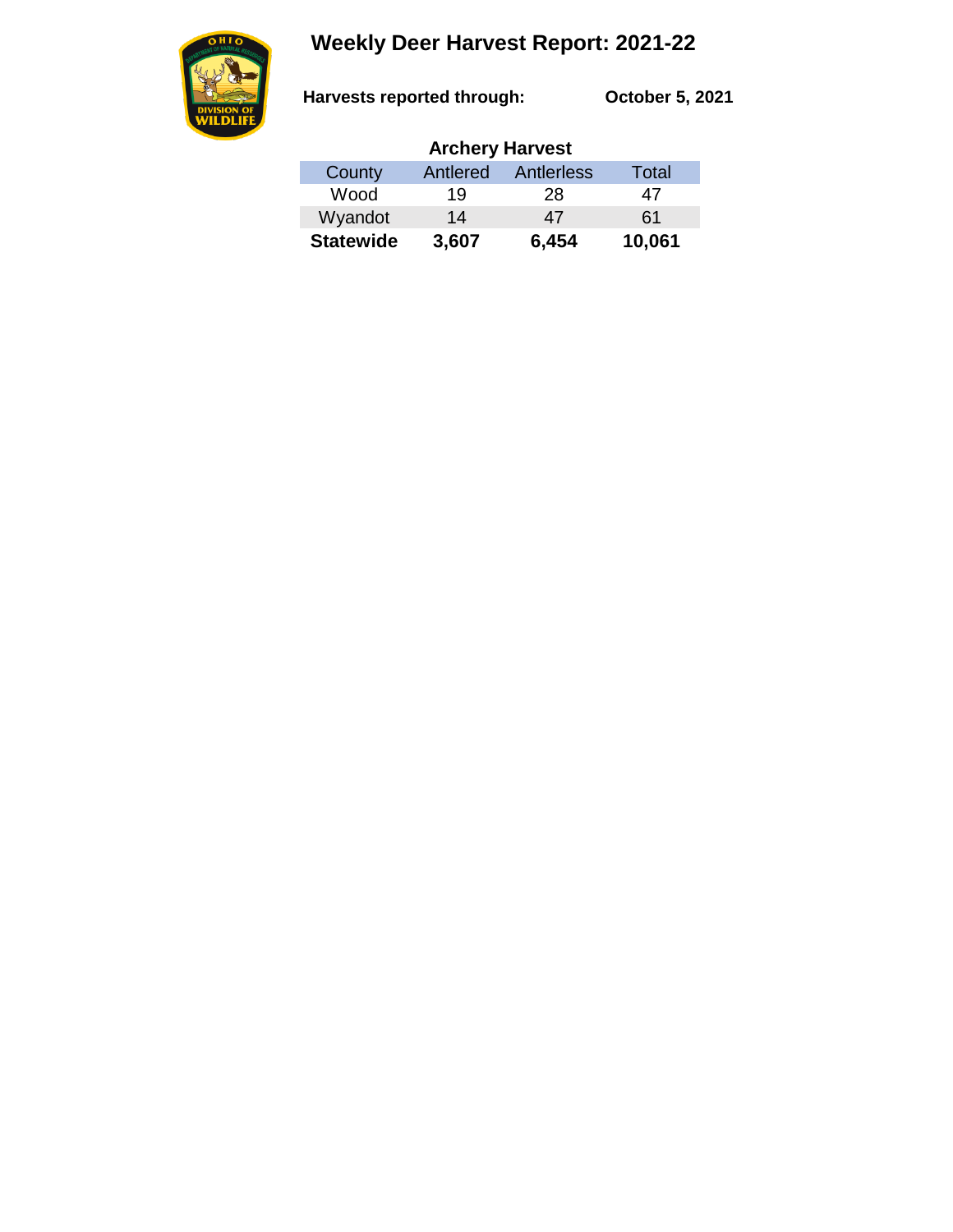# Weekly Deer Harvest Report: 2021-22

**Harvests reported through:** **October 5, 2021**

**Archery Harvest**

| County | Antlered | Antlerless | Total |
|---|---|---|---|
| Wood | 19 | 28 | 47 |
| Wyandot | 14 | 47 | 61 |
| **Statewide** | **3,607** | **6,454** | **10,061** |